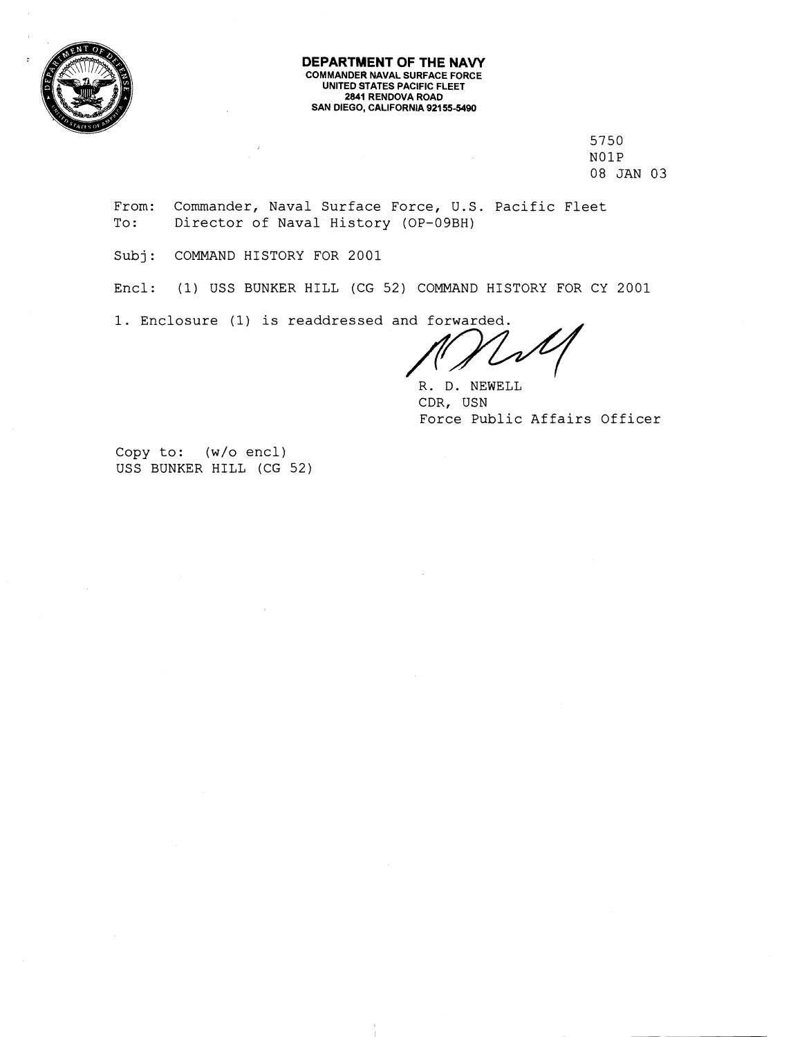**DEPARTMENT OF THE NAVY**
**COMMANDER NAVAL SURFACE FORCE**
**UNITED STATES PACIFIC FLEET**
**2841 RENDOVA ROAD**
**SAN DIEGO, CALIFORNIA 92155-5490**

5750
N01P
08 JAN 03

From: Commander, Naval Surface Force, U.S. Pacific Fleet
To: Director of Naval History (OP-09BH)

Subj: COMMAND HISTORY FOR 2001

Encl: (1) USS BUNKER HILL (CG 52) COMMAND HISTORY FOR CY 2001

1. Enclosure (1) is readdressed and forwarded.

R. D. NEWELL
CDR, USN
Force Public Affairs Officer

Copy to: (w/o encl)
USS BUNKER HILL (CG 52)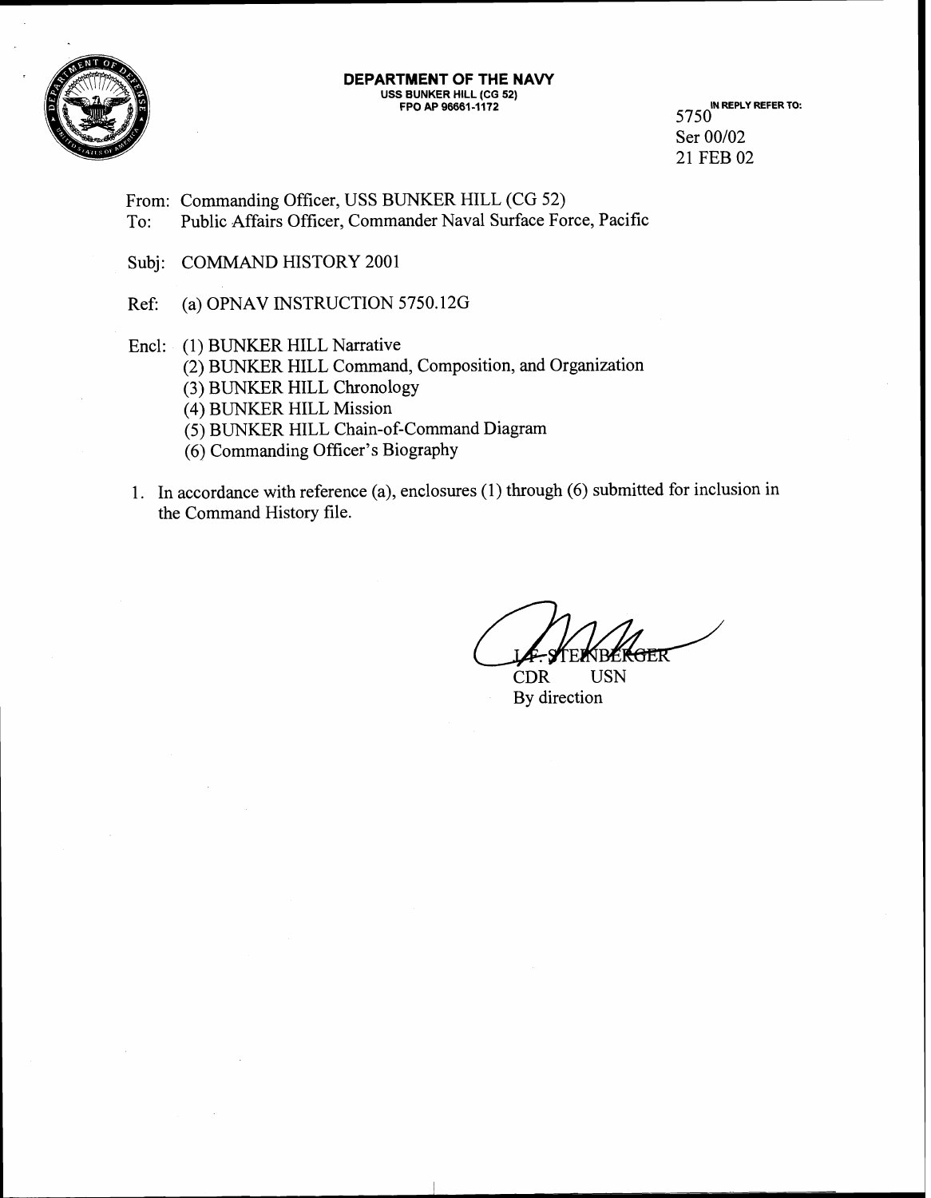**DEPARTMENT OF THE NAVY**
**USS BUNKER HILL (CG 52)**
**FPO AP 96661-1172**

IN REPLY REFER TO:
5750
Ser 00/02
21 FEB 02

From: Commanding Officer, USS BUNKER HILL (CG 52)
To: Public Affairs Officer, Commander Naval Surface Force, Pacific

Subj: COMMAND HISTORY 2001

Ref: (a) OPNAV INSTRUCTION 5750.12G

Encl: (1) BUNKER HILL Narrative
(2) BUNKER HILL Command, Composition, and Organization
(3) BUNKER HILL Chronology
(4) BUNKER HILL Mission
(5) BUNKER HILL Chain-of-Command Diagram
(6) Commanding Officer's Biography

1. In accordance with reference (a), enclosures (1) through (6) submitted for inclusion in the Command History file.

L. F. STEINBERGER
CDR USN
By direction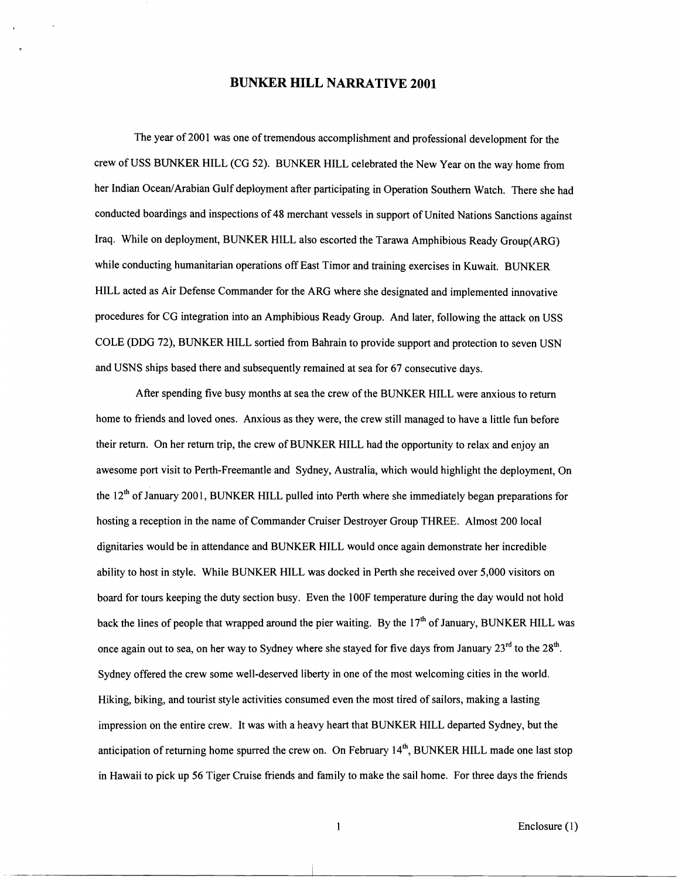## BUNKER HILL NARRATIVE 2001

The year of 2001 was one of tremendous accomplishment and professional development for the crew of USS BUNKER HILL (CG 52). BUNKER HILL celebrated the New Year on the way home from her Indian Ocean/Arabian Gulf deployment after participating in Operation Southern Watch. There she had conducted boardings and inspections of 48 merchant vessels in support of United Nations Sanctions against Iraq. While on deployment, BUNKER HILL also escorted the Tarawa Amphibious Ready Group(ARG) while conducting humanitarian operations off East Timor and training exercises in Kuwait. BUNKER HILL acted as Air Defense Commander for the ARG where she designated and implemented innovative procedures for CG integration into an Amphibious Ready Group. And later, following the attack on USS COLE (DDG 72), BUNKER HILL sortied from Bahrain to provide support and protection to seven USN and USNS ships based there and subsequently remained at sea for 67 consecutive days.

After spending five busy months at sea the crew of the BUNKER HILL were anxious to return home to friends and loved ones. Anxious as they were, the crew still managed to have a little fun before their return. On her return trip, the crew of BUNKER HILL had the opportunity to relax and enjoy an awesome port visit to Perth-Freemantle and Sydney, Australia, which would highlight the deployment, On the 12th of January 2001, BUNKER HILL pulled into Perth where she immediately began preparations for hosting a reception in the name of Commander Cruiser Destroyer Group THREE. Almost 200 local dignitaries would be in attendance and BUNKER HILL would once again demonstrate her incredible ability to host in style. While BUNKER HILL was docked in Perth she received over 5,000 visitors on board for tours keeping the duty section busy. Even the 100F temperature during the day would not hold back the lines of people that wrapped around the pier waiting. By the 17th of January, BUNKER HILL was once again out to sea, on her way to Sydney where she stayed for five days from January 23rd to the 28th. Sydney offered the crew some well-deserved liberty in one of the most welcoming cities in the world. Hiking, biking, and tourist style activities consumed even the most tired of sailors, making a lasting impression on the entire crew. It was with a heavy heart that BUNKER HILL departed Sydney, but the anticipation of returning home spurred the crew on. On February 14th, BUNKER HILL made one last stop in Hawaii to pick up 56 Tiger Cruise friends and family to make the sail home. For three days the friends

Enclosure (1)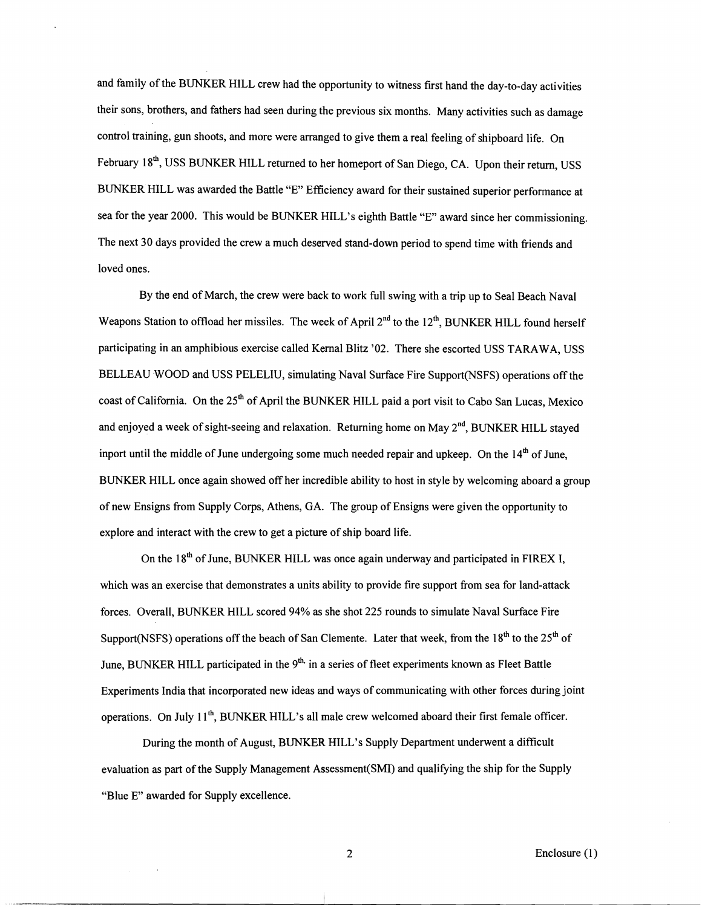and family of the BUNKER HILL crew had the opportunity to witness first hand the day-to-day activities their sons, brothers, and fathers had seen during the previous six months. Many activities such as damage control training, gun shoots, and more were arranged to give them a real feeling of shipboard life. On February 18th, USS BUNKER HILL returned to her homeport of San Diego, CA. Upon their return, USS BUNKER HILL was awarded the Battle "E" Efficiency award for their sustained superior performance at sea for the year 2000. This would be BUNKER HILL's eighth Battle "E" award since her commissioning. The next 30 days provided the crew a much deserved stand-down period to spend time with friends and loved ones.

By the end of March, the crew were back to work full swing with a trip up to Seal Beach Naval Weapons Station to offload her missiles. The week of April 2nd to the 12th, BUNKER HILL found herself participating in an amphibious exercise called Kernal Blitz '02. There she escorted USS TARAWA, USS BELLEAU WOOD and USS PELELIU, simulating Naval Surface Fire Support(NSFS) operations off the coast of California. On the 25th of April the BUNKER HILL paid a port visit to Cabo San Lucas, Mexico and enjoyed a week of sight-seeing and relaxation. Returning home on May 2nd, BUNKER HILL stayed inport until the middle of June undergoing some much needed repair and upkeep. On the 14th of June, BUNKER HILL once again showed off her incredible ability to host in style by welcoming aboard a group of new Ensigns from Supply Corps, Athens, GA. The group of Ensigns were given the opportunity to explore and interact with the crew to get a picture of ship board life.

On the 18th of June, BUNKER HILL was once again underway and participated in FIREX I, which was an exercise that demonstrates a units ability to provide fire support from sea for land-attack forces. Overall, BUNKER HILL scored 94% as she shot 225 rounds to simulate Naval Surface Fire Support(NSFS) operations off the beach of San Clemente. Later that week, from the 18th to the 25th of June, BUNKER HILL participated in the 9th, in a series of fleet experiments known as Fleet Battle Experiments India that incorporated new ideas and ways of communicating with other forces during joint operations. On July 11th, BUNKER HILL's all male crew welcomed aboard their first female officer.

During the month of August, BUNKER HILL's Supply Department underwent a difficult evaluation as part of the Supply Management Assessment(SMI) and qualifying the ship for the Supply "Blue E" awarded for Supply excellence.

Enclosure (1)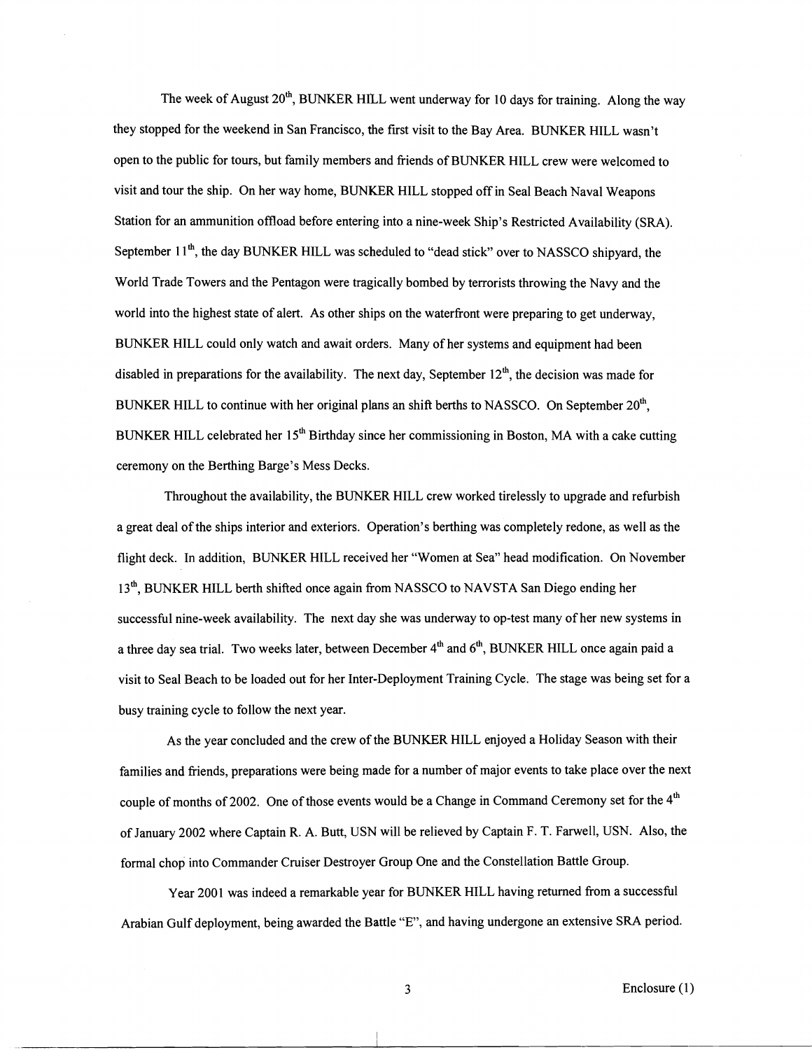The week of August 20th, BUNKER HILL went underway for 10 days for training. Along the way they stopped for the weekend in San Francisco, the first visit to the Bay Area. BUNKER HILL wasn't open to the public for tours, but family members and friends of BUNKER HILL crew were welcomed to visit and tour the ship. On her way home, BUNKER HILL stopped off in Seal Beach Naval Weapons Station for an ammunition offload before entering into a nine-week Ship's Restricted Availability (SRA). September 11th, the day BUNKER HILL was scheduled to "dead stick" over to NASSCO shipyard, the World Trade Towers and the Pentagon were tragically bombed by terrorists throwing the Navy and the world into the highest state of alert. As other ships on the waterfront were preparing to get underway, BUNKER HILL could only watch and await orders. Many of her systems and equipment had been disabled in preparations for the availability. The next day, September 12th, the decision was made for BUNKER HILL to continue with her original plans an shift berths to NASSCO. On September 20th, BUNKER HILL celebrated her 15th Birthday since her commissioning in Boston, MA with a cake cutting ceremony on the Berthing Barge's Mess Decks.

Throughout the availability, the BUNKER HILL crew worked tirelessly to upgrade and refurbish a great deal of the ships interior and exteriors. Operation's berthing was completely redone, as well as the flight deck. In addition, BUNKER HILL received her "Women at Sea" head modification. On November 13th, BUNKER HILL berth shifted once again from NASSCO to NAVSTA San Diego ending her successful nine-week availability. The next day she was underway to op-test many of her new systems in a three day sea trial. Two weeks later, between December 4th and 6th, BUNKER HILL once again paid a visit to Seal Beach to be loaded out for her Inter-Deployment Training Cycle. The stage was being set for a busy training cycle to follow the next year.

As the year concluded and the crew of the BUNKER HILL enjoyed a Holiday Season with their families and friends, preparations were being made for a number of major events to take place over the next couple of months of 2002. One of those events would be a Change in Command Ceremony set for the 4th of January 2002 where Captain R. A. Butt, USN will be relieved by Captain F. T. Farwell, USN. Also, the formal chop into Commander Cruiser Destroyer Group One and the Constellation Battle Group.

Year 2001 was indeed a remarkable year for BUNKER HILL having returned from a successful Arabian Gulf deployment, being awarded the Battle "E", and having undergone an extensive SRA period.

Enclosure (1)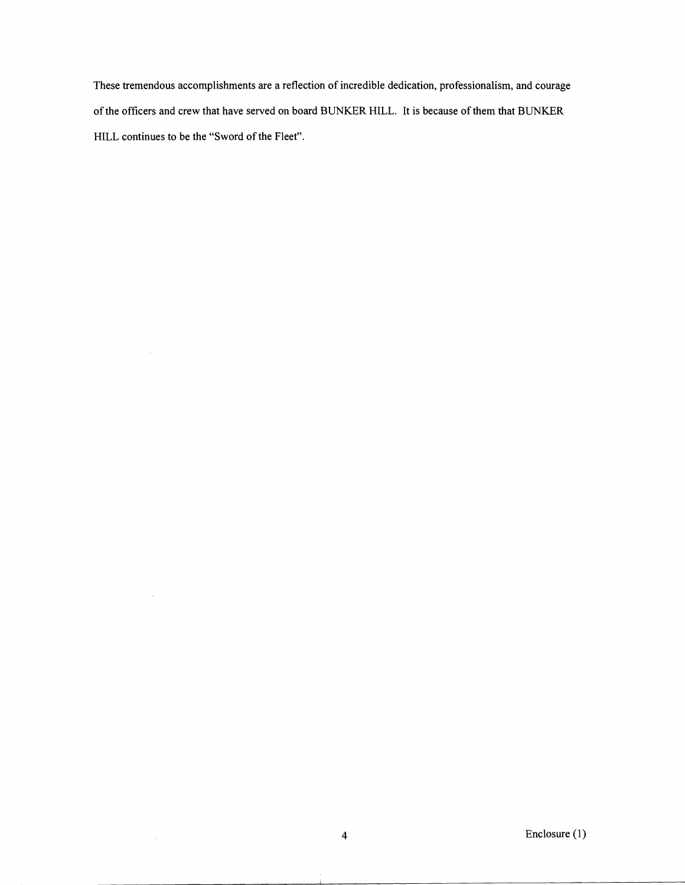These tremendous accomplishments are a reflection of incredible dedication, professionalism, and courage of the officers and crew that have served on board BUNKER HILL. It is because of them that BUNKER HILL continues to be the "Sword of the Fleet".

Enclosure (1)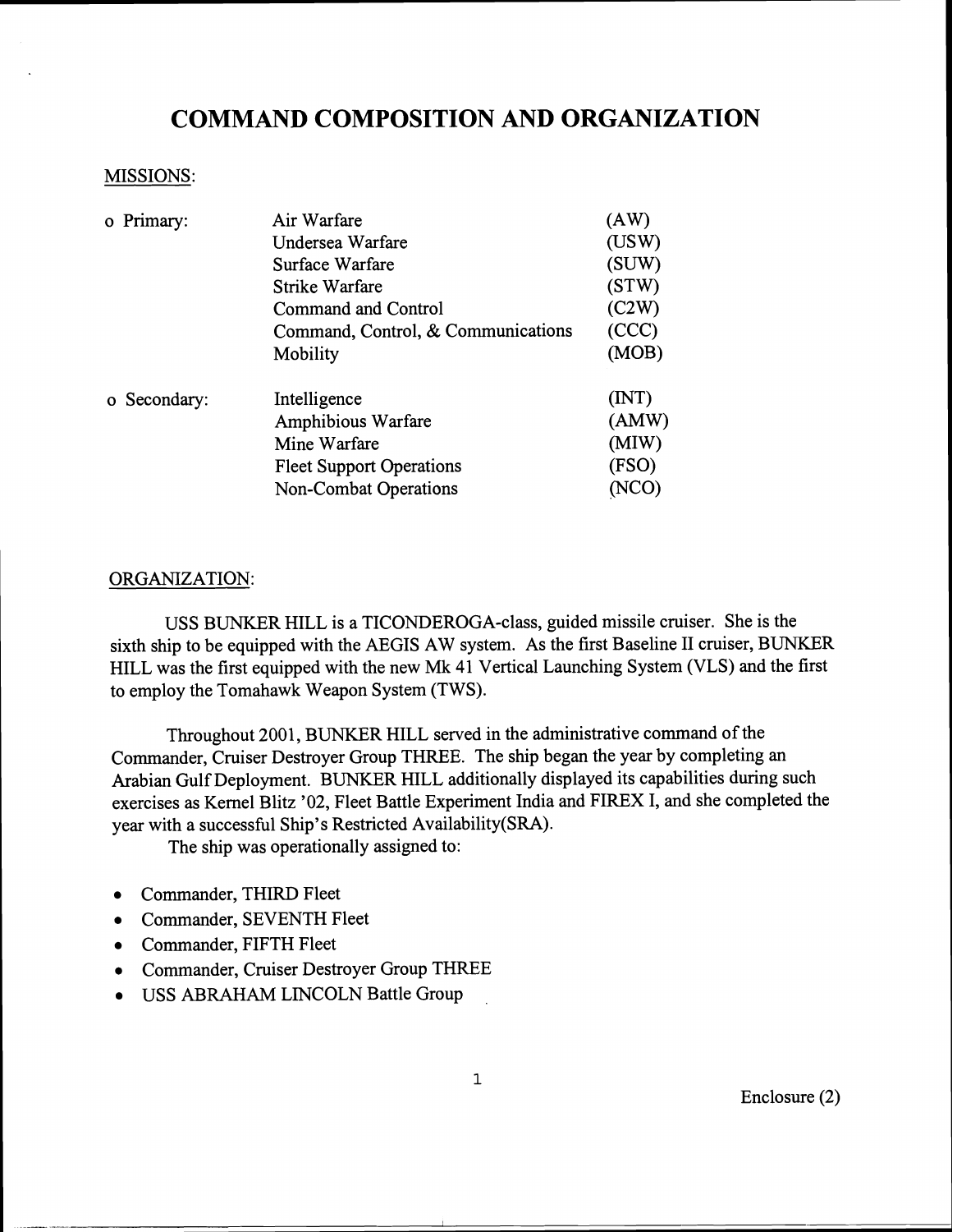# COMMAND COMPOSITION AND ORGANIZATION

MISSIONS:

| | | |
|---|---|---|
| o Primary: | Air Warfare | (AW) |
| | Undersea Warfare | (USW) |
| | Surface Warfare | (SUW) |
| | Strike Warfare | (STW) |
| | Command and Control | (C2W) |
| | Command, Control, & Communications | (CCC) |
| | Mobility | (MOB) |
| o Secondary: | Intelligence | (INT) |
| | Amphibious Warfare | (AMW) |
| | Mine Warfare | (MIW) |
| | Fleet Support Operations | (FSO) |
| | Non-Combat Operations | (NCO) |

ORGANIZATION:

USS BUNKER HILL is a TICONDEROGA-class, guided missile cruiser. She is the sixth ship to be equipped with the AEGIS AW system. As the first Baseline II cruiser, BUNKER HILL was the first equipped with the new Mk 41 Vertical Launching System (VLS) and the first to employ the Tomahawk Weapon System (TWS).

Throughout 2001, BUNKER HILL served in the administrative command of the Commander, Cruiser Destroyer Group THREE. The ship began the year by completing an Arabian Gulf Deployment. BUNKER HILL additionally displayed its capabilities during such exercises as Kernel Blitz '02, Fleet Battle Experiment India and FIREX I, and she completed the year with a successful Ship's Restricted Availability(SRA).

The ship was operationally assigned to:

- Commander, THIRD Fleet
- Commander, SEVENTH Fleet
- Commander, FIFTH Fleet
- Commander, Cruiser Destroyer Group THREE
- USS ABRAHAM LINCOLN Battle Group

Enclosure (2)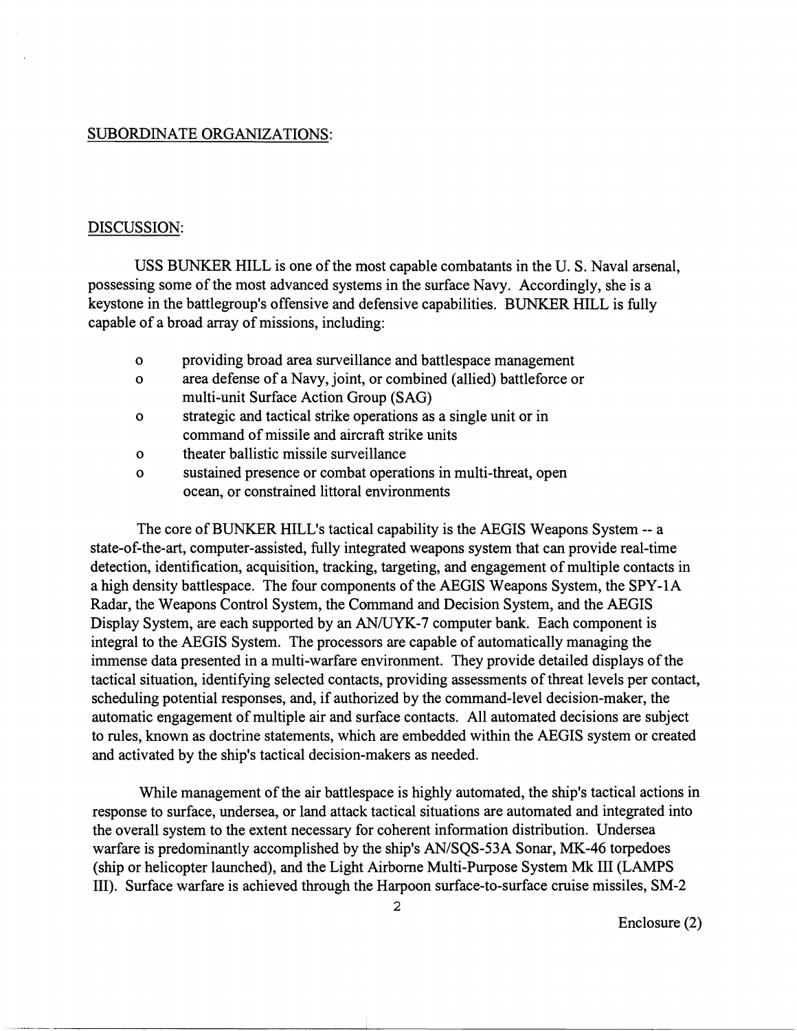SUBORDINATE ORGANIZATIONS:

DISCUSSION:

USS BUNKER HILL is one of the most capable combatants in the U. S. Naval arsenal, possessing some of the most advanced systems in the surface Navy. Accordingly, she is a keystone in the battlegroup's offensive and defensive capabilities. BUNKER HILL is fully capable of a broad array of missions, including:

- providing broad area surveillance and battlespace management
- area defense of a Navy, joint, or combined (allied) battleforce or multi-unit Surface Action Group (SAG)
- strategic and tactical strike operations as a single unit or in command of missile and aircraft strike units
- theater ballistic missile surveillance
- sustained presence or combat operations in multi-threat, open ocean, or constrained littoral environments

The core of BUNKER HILL's tactical capability is the AEGIS Weapons System -- a state-of-the-art, computer-assisted, fully integrated weapons system that can provide real-time detection, identification, acquisition, tracking, targeting, and engagement of multiple contacts in a high density battlespace. The four components of the AEGIS Weapons System, the SPY-1A Radar, the Weapons Control System, the Command and Decision System, and the AEGIS Display System, are each supported by an AN/UYK-7 computer bank. Each component is integral to the AEGIS System. The processors are capable of automatically managing the immense data presented in a multi-warfare environment. They provide detailed displays of the tactical situation, identifying selected contacts, providing assessments of threat levels per contact, scheduling potential responses, and, if authorized by the command-level decision-maker, the automatic engagement of multiple air and surface contacts. All automated decisions are subject to rules, known as doctrine statements, which are embedded within the AEGIS system or created and activated by the ship's tactical decision-makers as needed.

While management of the air battlespace is highly automated, the ship's tactical actions in response to surface, undersea, or land attack tactical situations are automated and integrated into the overall system to the extent necessary for coherent information distribution. Undersea warfare is predominantly accomplished by the ship's AN/SQS-53A Sonar, MK-46 torpedoes (ship or helicopter launched), and the Light Airborne Multi-Purpose System Mk III (LAMPS III). Surface warfare is achieved through the Harpoon surface-to-surface cruise missiles, SM-2

Enclosure (2)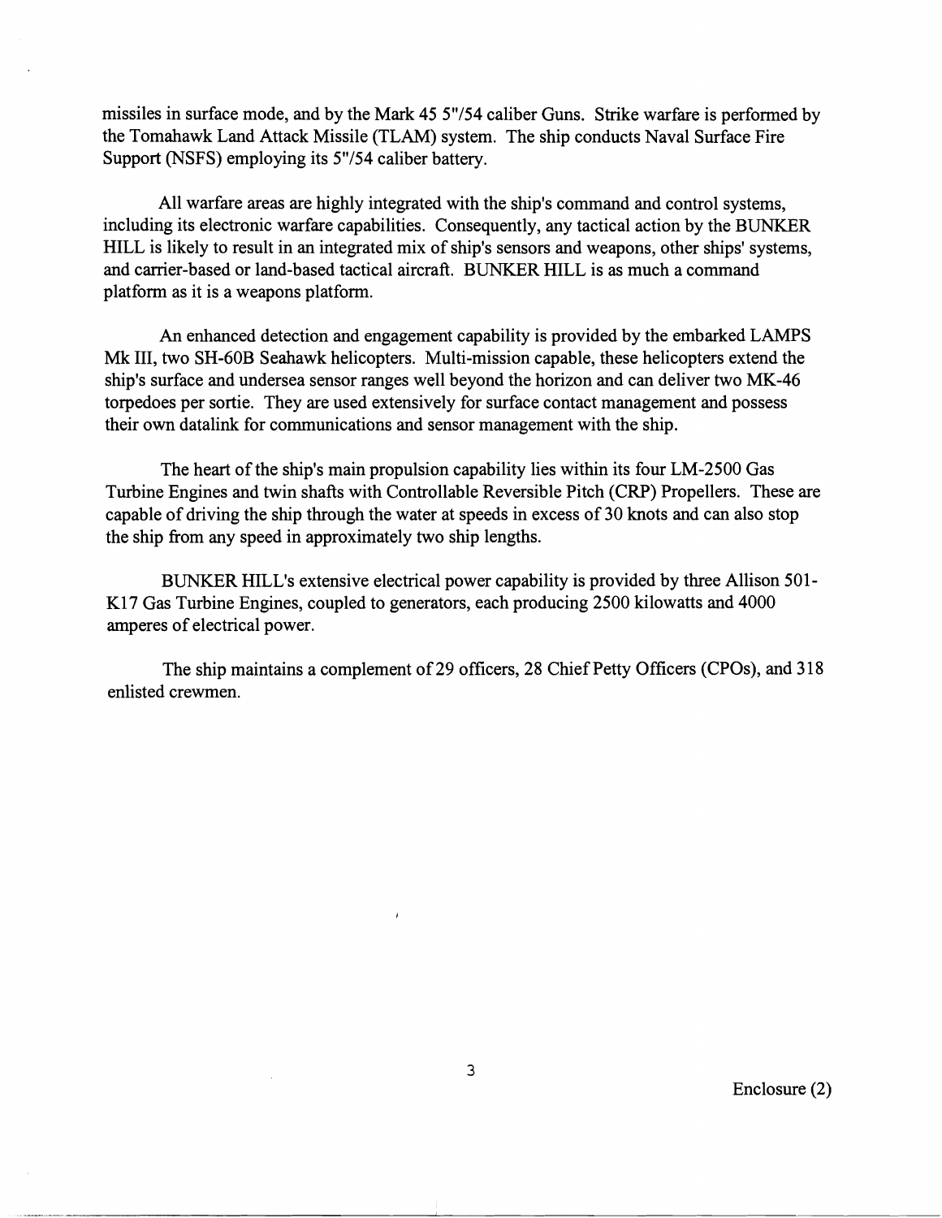missiles in surface mode, and by the Mark 45 5"/54 caliber Guns. Strike warfare is performed by the Tomahawk Land Attack Missile (TLAM) system. The ship conducts Naval Surface Fire Support (NSFS) employing its 5"/54 caliber battery.

All warfare areas are highly integrated with the ship's command and control systems, including its electronic warfare capabilities. Consequently, any tactical action by the BUNKER HILL is likely to result in an integrated mix of ship's sensors and weapons, other ships' systems, and carrier-based or land-based tactical aircraft. BUNKER HILL is as much a command platform as it is a weapons platform.

An enhanced detection and engagement capability is provided by the embarked LAMPS Mk III, two SH-60B Seahawk helicopters. Multi-mission capable, these helicopters extend the ship's surface and undersea sensor ranges well beyond the horizon and can deliver two MK-46 torpedoes per sortie. They are used extensively for surface contact management and possess their own datalink for communications and sensor management with the ship.

The heart of the ship's main propulsion capability lies within its four LM-2500 Gas Turbine Engines and twin shafts with Controllable Reversible Pitch (CRP) Propellers. These are capable of driving the ship through the water at speeds in excess of 30 knots and can also stop the ship from any speed in approximately two ship lengths.

BUNKER HILL's extensive electrical power capability is provided by three Allison 501-K17 Gas Turbine Engines, coupled to generators, each producing 2500 kilowatts and 4000 amperes of electrical power.

The ship maintains a complement of 29 officers, 28 Chief Petty Officers (CPOs), and 318 enlisted crewmen.

Enclosure (2)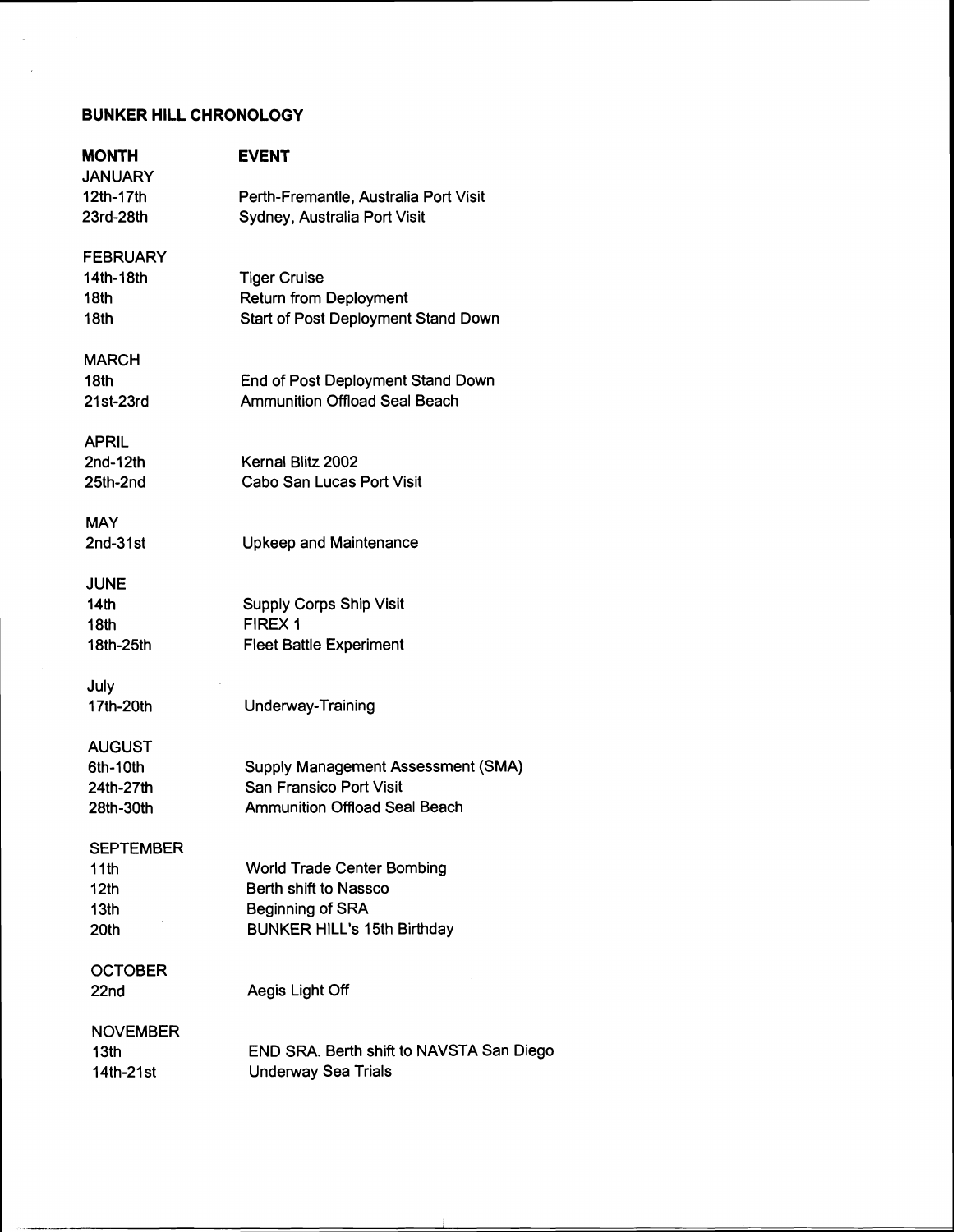## BUNKER HILL CHRONOLOGY

| MONTH | EVENT |
|---|---|
| JANUARY | |
| 12th-17th | Perth-Fremantle, Australia Port Visit |
| 23rd-28th | Sydney, Australia Port Visit |
| | |
| FEBRUARY | |
| 14th-18th | Tiger Cruise |
| 18th | Return from Deployment |
| 18th | Start of Post Deployment Stand Down |
| | |
| MARCH | |
| 18th | End of Post Deployment Stand Down |
| 21st-23rd | Ammunition Offload Seal Beach |
| | |
| APRIL | |
| 2nd-12th | Kernal Blitz 2002 |
| 25th-2nd | Cabo San Lucas Port Visit |
| | |
| MAY | |
| 2nd-31st | Upkeep and Maintenance |
| | |
| JUNE | |
| 14th | Supply Corps Ship Visit |
| 18th | FIREX 1 |
| 18th-25th | Fleet Battle Experiment |
| | |
| July | |
| 17th-20th | Underway-Training |
| | |
| AUGUST | |
| 6th-10th | Supply Management Assessment (SMA) |
| 24th-27th | San Fransico Port Visit |
| 28th-30th | Ammunition Offload Seal Beach |
| | |
| SEPTEMBER | |
| 11th | World Trade Center Bombing |
| 12th | Berth shift to Nassco |
| 13th | Beginning of SRA |
| 20th | BUNKER HILL's 15th Birthday |
| | |
| OCTOBER | |
| 22nd | Aegis Light Off |
| | |
| NOVEMBER | |
| 13th | END SRA. Berth shift to NAVSTA San Diego |
| 14th-21st | Underway Sea Trials |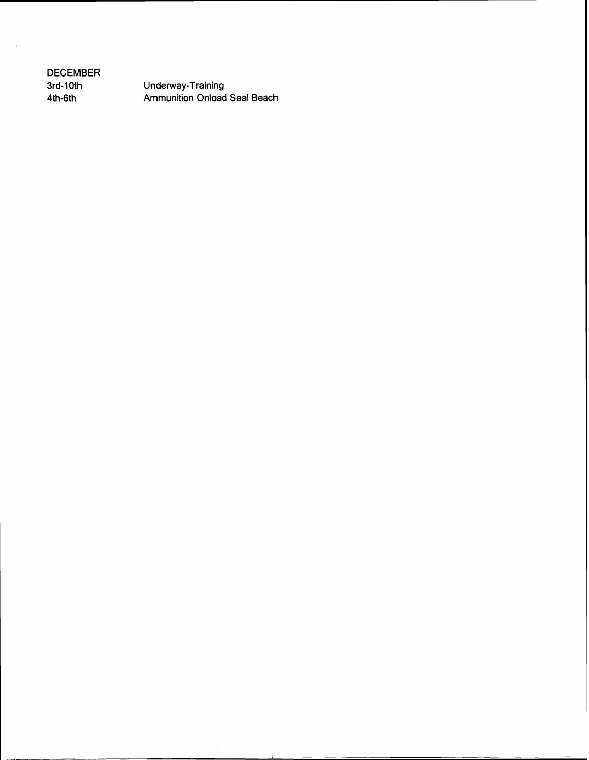DECEMBER

| | |
|---|---|
| 3rd-10th | Underway-Training |
| 4th-6th | Ammunition Onload Seal Beach |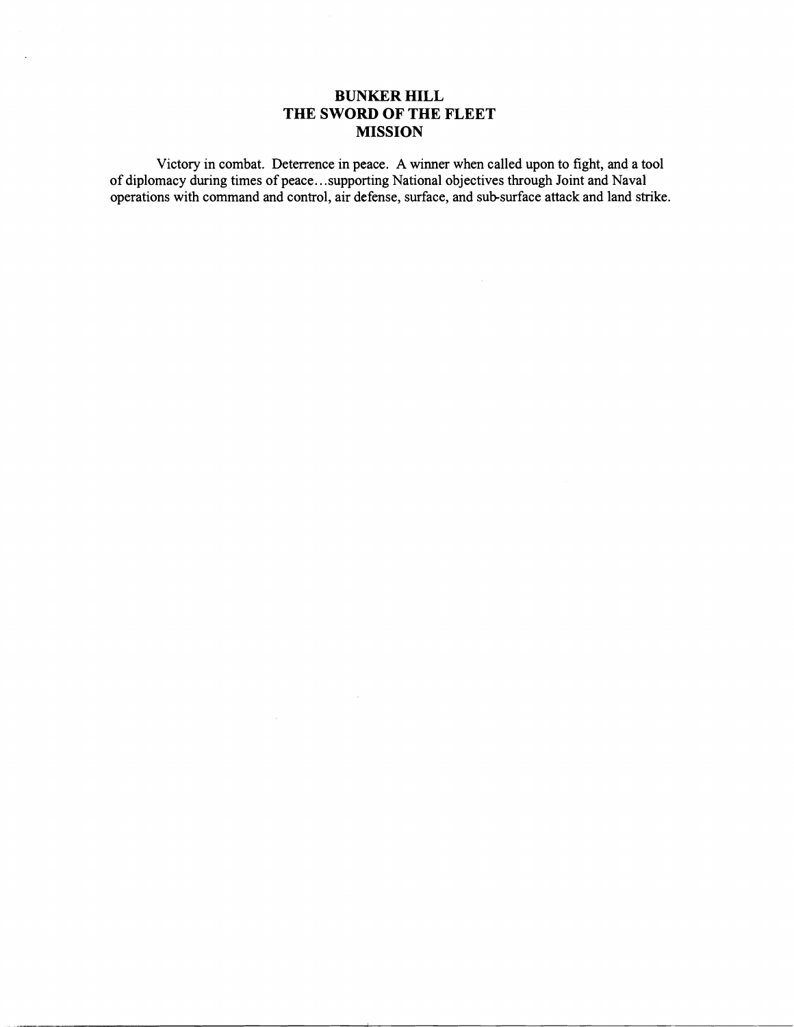# BUNKER HILL
# THE SWORD OF THE FLEET
# MISSION

Victory in combat. Deterrence in peace. A winner when called upon to fight, and a tool of diplomacy during times of peace…supporting National objectives through Joint and Naval operations with command and control, air defense, surface, and sub-surface attack and land strike.